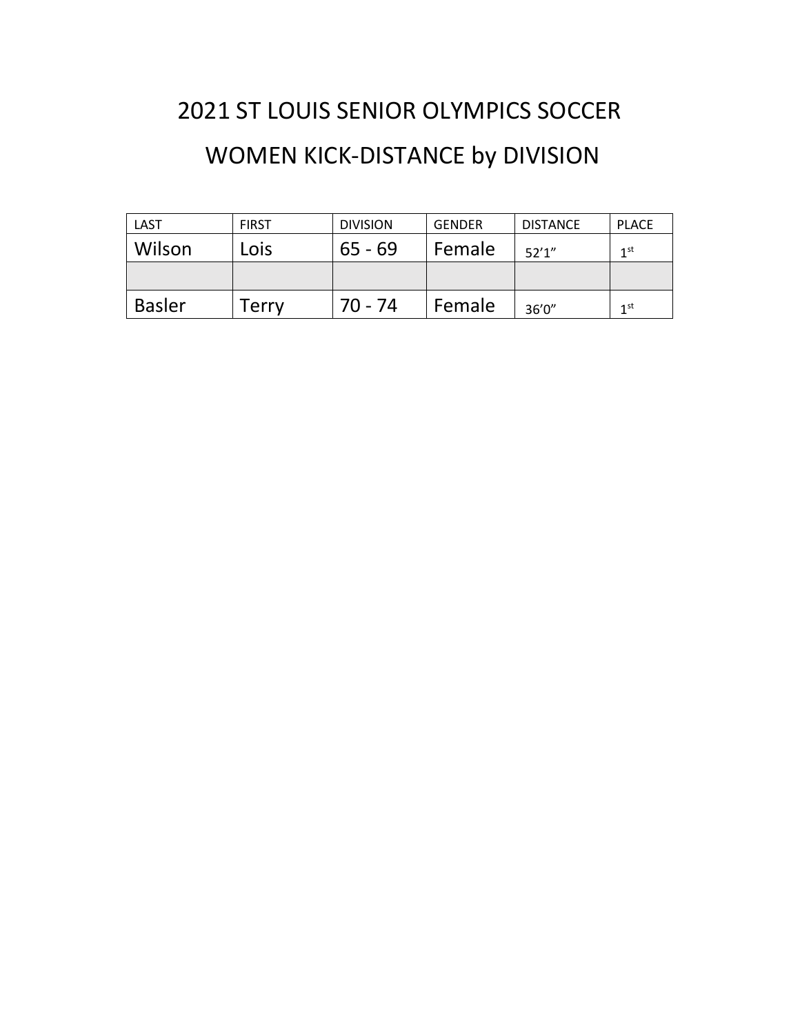# 2021 ST LOUIS SENIOR OLYMPICS SOCCER

## WOMEN KICK-DISTANCE by DIVISION

| LAST | FIRST | DIVISION | GENDER | DISTANCE | PLACE |
|---|---|---|---|---|---|
| Wilson | Lois | 65 - 69 | Female | 52'1" | 1st |
| | | | | | |
| Basler | Terry | 70 - 74 | Female | 36'0" | 1st |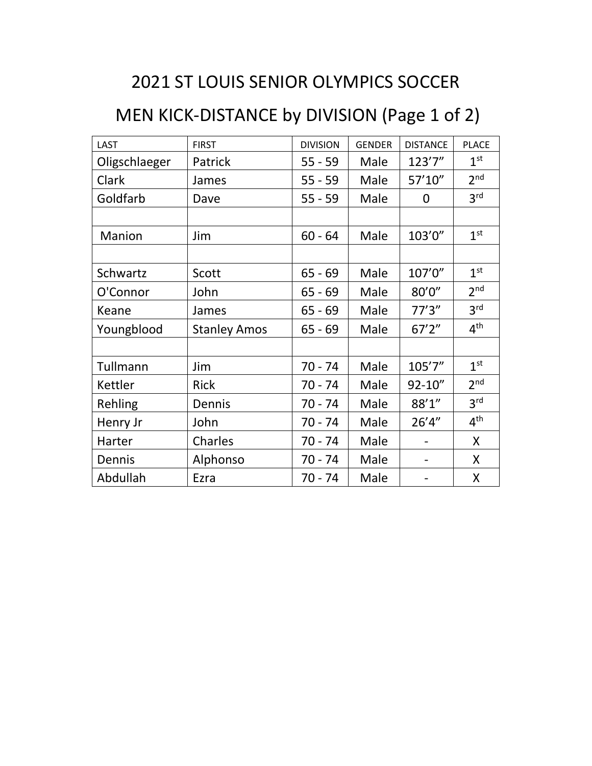# 2021 ST LOUIS SENIOR OLYMPICS SOCCER

## MEN KICK-DISTANCE by DIVISION (Page 1 of 2)

| LAST | FIRST | DIVISION | GENDER | DISTANCE | PLACE |
|---|---|---|---|---|---|
| Oligschlaeger | Patrick | 55 - 59 | Male | 123’7” | 1st |
| Clark | James | 55 - 59 | Male | 57’10” | 2nd |
| Goldfarb | Dave | 55 - 59 | Male | 0 | 3rd |
| | | | | | |
| Manion | Jim | 60 - 64 | Male | 103’0” | 1st |
| | | | | | |
| Schwartz | Scott | 65 - 69 | Male | 107’0” | 1st |
| O'Connor | John | 65 - 69 | Male | 80’0” | 2nd |
| Keane | James | 65 - 69 | Male | 77’3” | 3rd |
| Youngblood | Stanley Amos | 65 - 69 | Male | 67’2” | 4th |
| | | | | | |
| Tullmann | Jim | 70 - 74 | Male | 105’7” | 1st |
| Kettler | Rick | 70 - 74 | Male | 92-10” | 2nd |
| Rehling | Dennis | 70 - 74 | Male | 88’1” | 3rd |
| Henry Jr | John | 70 - 74 | Male | 26’4” | 4th |
| Harter | Charles | 70 - 74 | Male | - | X |
| Dennis | Alphonso | 70 - 74 | Male | - | X |
| Abdullah | Ezra | 70 - 74 | Male | - | X |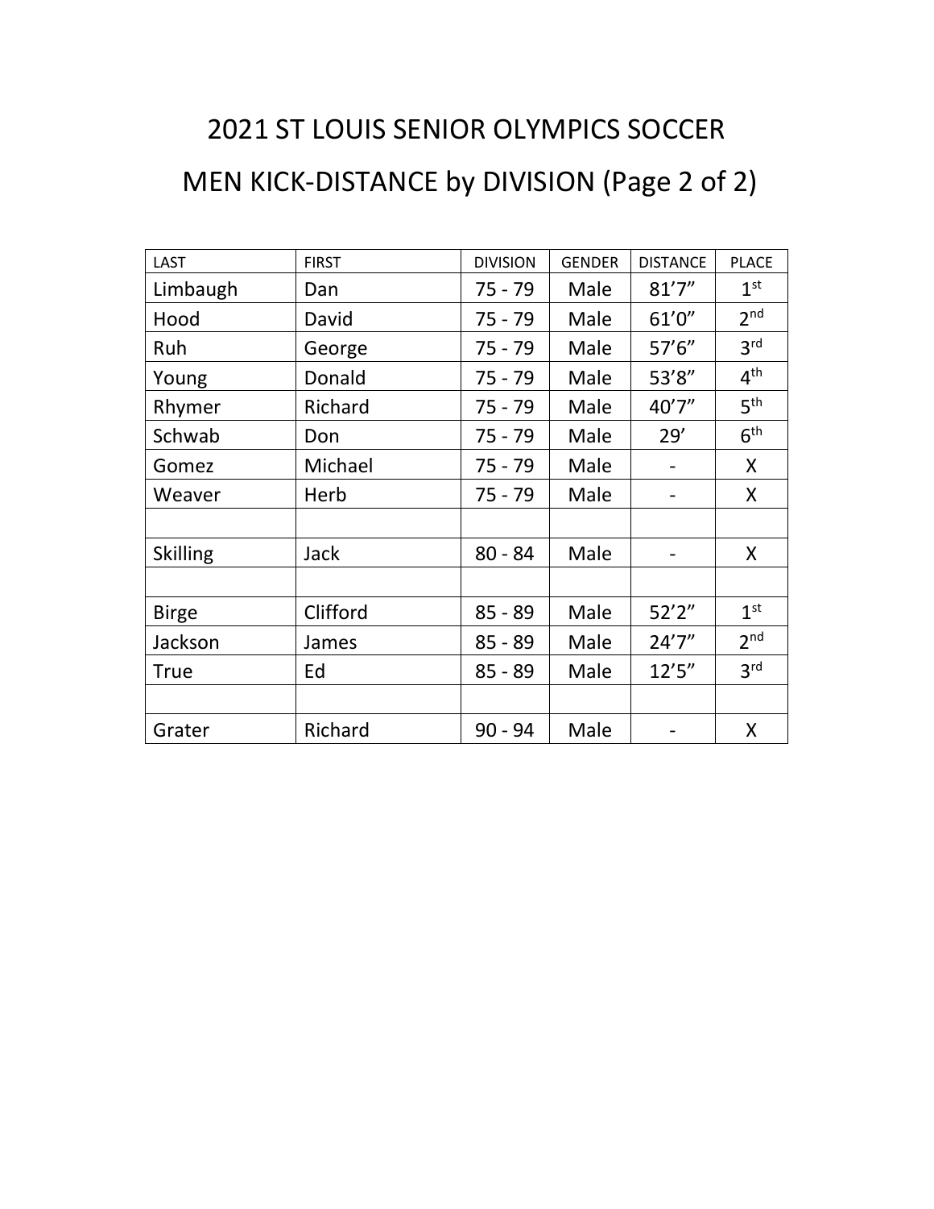# 2021 ST LOUIS SENIOR OLYMPICS SOCCER

## MEN KICK-DISTANCE by DIVISION (Page 2 of 2)

| LAST | FIRST | DIVISION | GENDER | DISTANCE | PLACE |
|---|---|---|---|---|---|
| Limbaugh | Dan | 75 - 79 | Male | 81’7” | 1st |
| Hood | David | 75 - 79 | Male | 61’0” | 2nd |
| Ruh | George | 75 - 79 | Male | 57’6” | 3rd |
| Young | Donald | 75 - 79 | Male | 53’8” | 4th |
| Rhymer | Richard | 75 - 79 | Male | 40’7” | 5th |
| Schwab | Don | 75 - 79 | Male | 29’ | 6th |
| Gomez | Michael | 75 - 79 | Male | - | X |
| Weaver | Herb | 75 - 79 | Male | - | X |
| | | | | | |
| Skilling | Jack | 80 - 84 | Male | - | X |
| | | | | | |
| Birge | Clifford | 85 - 89 | Male | 52’2” | 1st |
| Jackson | James | 85 - 89 | Male | 24’7” | 2nd |
| True | Ed | 85 - 89 | Male | 12’5” | 3rd |
| | | | | | |
| Grater | Richard | 90 - 94 | Male | - | X |